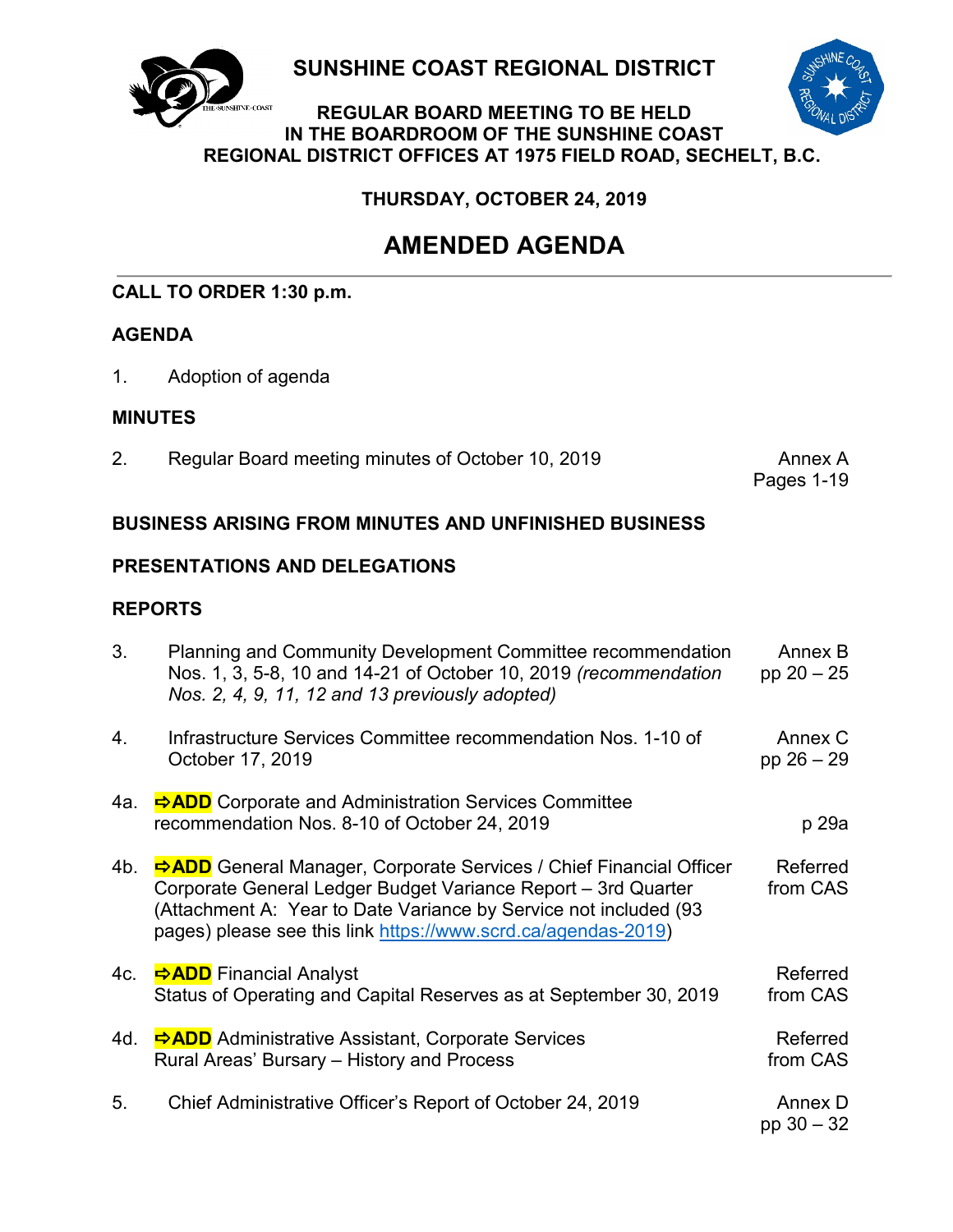# SUNSHINE COAST REGIONAL DISTRICT

## REGULAR BOARD MEETING TO BE HELD IN THE BOARDROOM OF THE SUNSHINE COAST REGIONAL DISTRICT OFFICES AT 1975 FIELD ROAD, SECHELT, B.C.

### THURSDAY, OCTOBER 24, 2019

# AMENDED AGENDA

---

**CALL TO ORDER 1:30 p.m.**

**AGENDA**

1. Adoption of agenda

**MINUTES**

| | | |
|---|---|---|
| 2. | Regular Board meeting minutes of October 10, 2019 | Annex A<br>Pages 1-19 |

**BUSINESS ARISING FROM MINUTES AND UNFINISHED BUSINESS**

**PRESENTATIONS AND DELEGATIONS**

**REPORTS**

| | | |
|---|---|---|
| 3. | Planning and Community Development Committee recommendation Nos. 1, 3, 5-8, 10 and 14-21 of October 10, 2019 *(recommendation Nos. 2, 4, 9, 11, 12 and 13 previously adopted)* | Annex B<br>pp 20 – 25 |
| 4. | Infrastructure Services Committee recommendation Nos. 1-10 of October 17, 2019 | Annex C<br>pp 26 – 29 |
| 4a. | **⇨ADD** Corporate and Administration Services Committee recommendation Nos. 8-10 of October 24, 2019 | p 29a |
| 4b. | **⇨ADD** General Manager, Corporate Services / Chief Financial Officer Corporate General Ledger Budget Variance Report – 3rd Quarter (Attachment A: Year to Date Variance by Service not included (93 pages) please see this link https://www.scrd.ca/agendas-2019) | Referred from CAS |
| 4c. | **⇨ADD** Financial Analyst<br>Status of Operating and Capital Reserves as at September 30, 2019 | Referred from CAS |
| 4d. | **⇨ADD** Administrative Assistant, Corporate Services<br>Rural Areas' Bursary – History and Process | Referred from CAS |
| 5. | Chief Administrative Officer's Report of October 24, 2019 | Annex D<br>pp 30 – 32 |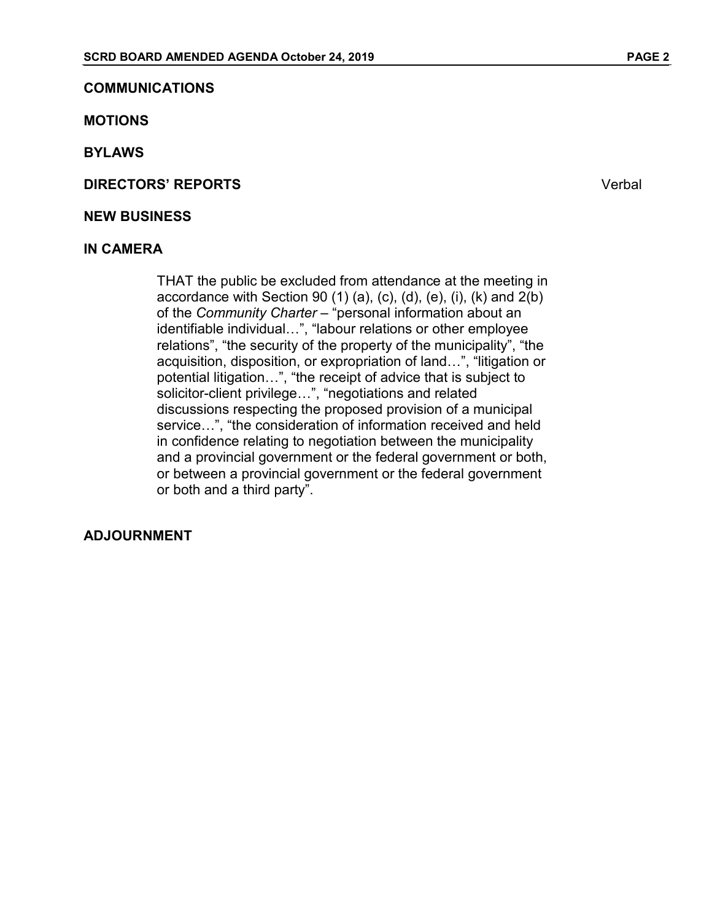**COMMUNICATIONS**

**MOTIONS**

**BYLAWS**

**DIRECTORS' REPORTS** Verbal

**NEW BUSINESS**

**IN CAMERA**

> THAT the public be excluded from attendance at the meeting in accordance with Section 90 (1) (a), (c), (d), (e), (i), (k) and 2(b) of the *Community Charter* – "personal information about an identifiable individual…", "labour relations or other employee relations", "the security of the property of the municipality", "the acquisition, disposition, or expropriation of land…", "litigation or potential litigation…", "the receipt of advice that is subject to solicitor-client privilege…", "negotiations and related discussions respecting the proposed provision of a municipal service…", "the consideration of information received and held in confidence relating to negotiation between the municipality and a provincial government or the federal government or both, or between a provincial government or the federal government or both and a third party".

**ADJOURNMENT**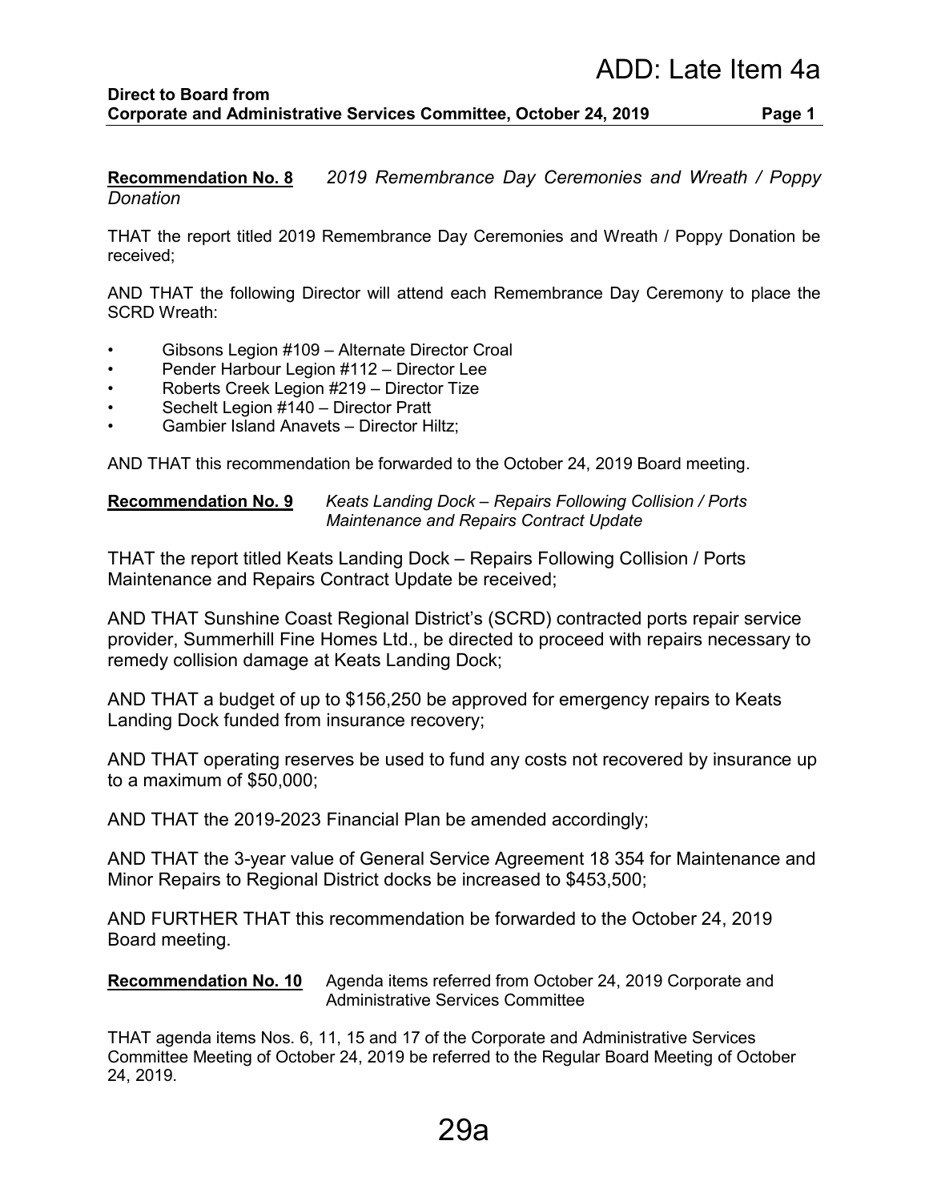ADD: Late Item 4a

**Direct to Board from**
**Corporate and Administrative Services Committee, October 24, 2019**

**Recommendation No. 8** *2019 Remembrance Day Ceremonies and Wreath / Poppy Donation*

THAT the report titled 2019 Remembrance Day Ceremonies and Wreath / Poppy Donation be received;

AND THAT the following Director will attend each Remembrance Day Ceremony to place the SCRD Wreath:

- Gibsons Legion #109 – Alternate Director Croal
- Pender Harbour Legion #112 – Director Lee
- Roberts Creek Legion #219 – Director Tize
- Sechelt Legion #140 – Director Pratt
- Gambier Island Anavets – Director Hiltz;

AND THAT this recommendation be forwarded to the October 24, 2019 Board meeting.

**Recommendation No. 9** *Keats Landing Dock – Repairs Following Collision / Ports Maintenance and Repairs Contract Update*

THAT the report titled Keats Landing Dock – Repairs Following Collision / Ports Maintenance and Repairs Contract Update be received;

AND THAT Sunshine Coast Regional District's (SCRD) contracted ports repair service provider, Summerhill Fine Homes Ltd., be directed to proceed with repairs necessary to remedy collision damage at Keats Landing Dock;

AND THAT a budget of up to $156,250 be approved for emergency repairs to Keats Landing Dock funded from insurance recovery;

AND THAT operating reserves be used to fund any costs not recovered by insurance up to a maximum of $50,000;

AND THAT the 2019-2023 Financial Plan be amended accordingly;

AND THAT the 3-year value of General Service Agreement 18 354 for Maintenance and Minor Repairs to Regional District docks be increased to $453,500;

AND FURTHER THAT this recommendation be forwarded to the October 24, 2019 Board meeting.

**Recommendation No. 10** Agenda items referred from October 24, 2019 Corporate and Administrative Services Committee

THAT agenda items Nos. 6, 11, 15 and 17 of the Corporate and Administrative Services Committee Meeting of October 24, 2019 be referred to the Regular Board Meeting of October 24, 2019.

29a